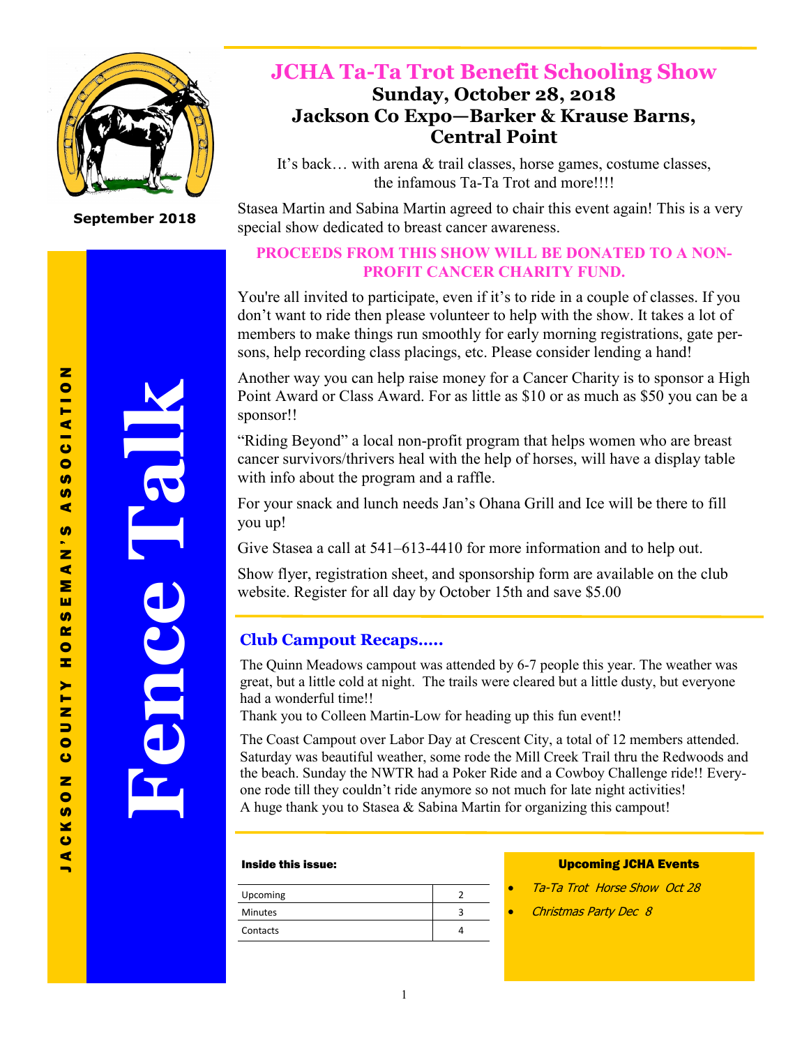# Fence Talk

**JACKSON COUNTY HORSEMAN'S ASSOCIATION**

**September 2018**

## JCHA Ta-Ta Trot Benefit Schooling Show

### Sunday, October 28, 2018
### Jackson Co Expo—Barker & Krause Barns, Central Point

It's back… with arena & trail classes, horse games, costume classes, the infamous Ta-Ta Trot and more!!!!

Stasea Martin and Sabina Martin agreed to chair this event again! This is a very special show dedicated to breast cancer awareness.

**PROCEEDS FROM THIS SHOW WILL BE DONATED TO A NON-PROFIT CANCER CHARITY FUND.**

You're all invited to participate, even if it's to ride in a couple of classes. If you don't want to ride then please volunteer to help with the show. It takes a lot of members to make things run smoothly for early morning registrations, gate persons, help recording class placings, etc. Please consider lending a hand!

Another way you can help raise money for a Cancer Charity is to sponsor a High Point Award or Class Award. For as little as $10 or as much as $50 you can be a sponsor!!

"Riding Beyond" a local non-profit program that helps women who are breast cancer survivors/thrivers heal with the help of horses, will have a display table with info about the program and a raffle.

For your snack and lunch needs Jan's Ohana Grill and Ice will be there to fill you up!

Give Stasea a call at 541–613-4410 for more information and to help out.

Show flyer, registration sheet, and sponsorship form are available on the club website. Register for all day by October 15th and save $5.00

## Club Campout Recaps.....

The Quinn Meadows campout was attended by 6-7 people this year. The weather was great, but a little cold at night. The trails were cleared but a little dusty, but everyone had a wonderful time!!
Thank you to Colleen Martin-Low for heading up this fun event!!

The Coast Campout over Labor Day at Crescent City, a total of 12 members attended. Saturday was beautiful weather, some rode the Mill Creek Trail thru the Redwoods and the beach. Sunday the NWTR had a Poker Ride and a Cowboy Challenge ride!! Everyone rode till they couldn't ride anymore so not much for late night activities!
A huge thank you to Stasea & Sabina Martin for organizing this campout!

**Inside this issue:**

| | |
|---|---|
| Upcoming | 2 |
| Minutes | 3 |
| Contacts | 4 |

**Upcoming JCHA Events**

- *Ta-Ta Trot Horse Show Oct 28*
- *Christmas Party Dec 8*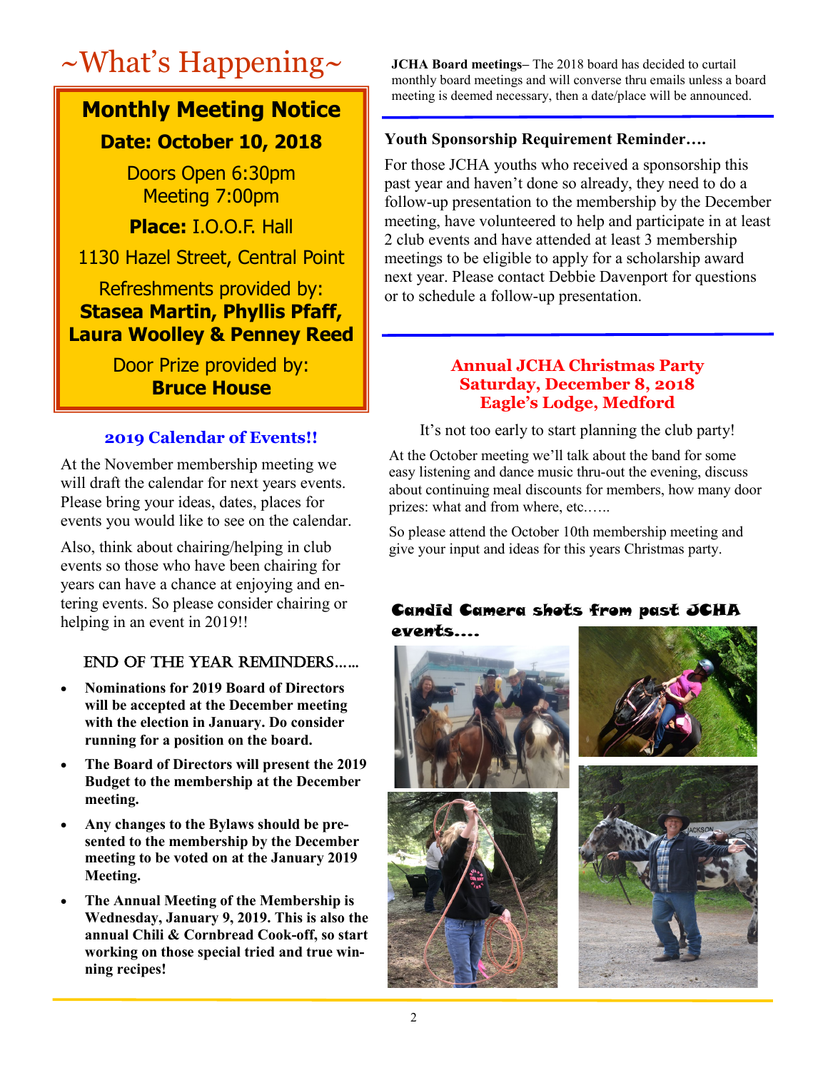# ~What's Happening~

## Monthly Meeting Notice

**Date: October 10, 2018**

Doors Open 6:30pm
Meeting 7:00pm

**Place:** I.O.O.F. Hall

1130 Hazel Street, Central Point

Refreshments provided by:
**Stasea Martin, Phyllis Pfaff, Laura Woolley & Penney Reed**

Door Prize provided by:
**Bruce House**

### 2019 Calendar of Events!!

At the November membership meeting we will draft the calendar for next years events. Please bring your ideas, dates, places for events you would like to see on the calendar.

Also, think about chairing/helping in club events so those who have been chairing for years can have a chance at enjoying and entering events. So please consider chairing or helping in an event in 2019!!

### END OF THE YEAR REMINDERS……

- **Nominations for 2019 Board of Directors will be accepted at the December meeting with the election in January. Do consider running for a position on the board.**
- **The Board of Directors will present the 2019 Budget to the membership at the December meeting.**
- **Any changes to the Bylaws should be presented to the membership by the December meeting to be voted on at the January 2019 Meeting.**
- **The Annual Meeting of the Membership is Wednesday, January 9, 2019. This is also the annual Chili & Cornbread Cook-off, so start working on those special tried and true winning recipes!**

**JCHA Board meetings–** The 2018 board has decided to curtail monthly board meetings and will converse thru emails unless a board meeting is deemed necessary, then a date/place will be announced.

### Youth Sponsorship Requirement Reminder….

For those JCHA youths who received a sponsorship this past year and haven't done so already, they need to do a follow-up presentation to the membership by the December meeting, have volunteered to help and participate in at least 2 club events and have attended at least 3 membership meetings to be eligible to apply for a scholarship award next year. Please contact Debbie Davenport for questions or to schedule a follow-up presentation.

### Annual JCHA Christmas Party
### Saturday, December 8, 2018
### Eagle's Lodge, Medford

It's not too early to start planning the club party!

At the October meeting we'll talk about the band for some easy listening and dance music thru-out the evening, discuss about continuing meal discounts for members, how many door prizes: what and from where, etc.…..

So please attend the October 10th membership meeting and give your input and ideas for this years Christmas party.

### Candid Camera shots from past JCHA events….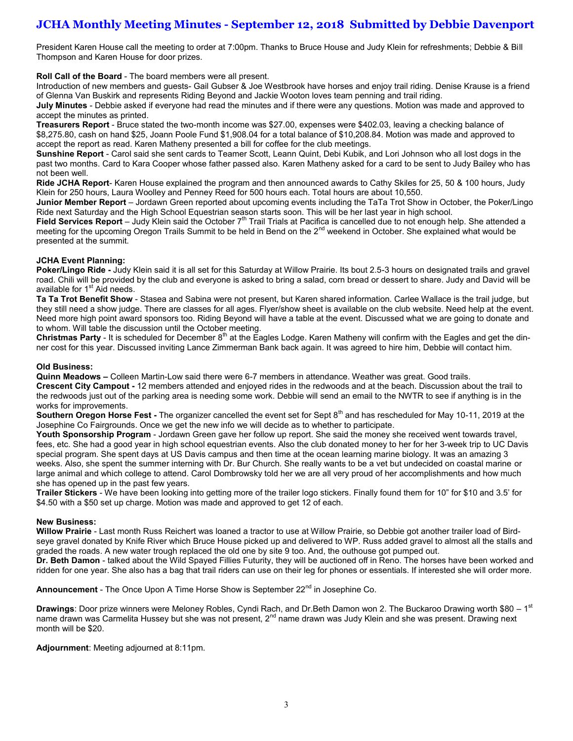# JCHA Monthly Meeting Minutes - September 12, 2018 Submitted by Debbie Davenport

President Karen House call the meeting to order at 7:00pm. Thanks to Bruce House and Judy Klein for refreshments; Debbie & Bill Thompson and Karen House for door prizes.

**Roll Call of the Board** - The board members were all present.
Introduction of new members and guests- Gail Gubser & Joe Westbrook have horses and enjoy trail riding. Denise Krause is a friend of Glenna Van Buskirk and represents Riding Beyond and Jackie Wooton loves team penning and trail riding.
**July Minutes** - Debbie asked if everyone had read the minutes and if there were any questions. Motion was made and approved to accept the minutes as printed.
**Treasurers Report** - Bruce stated the two-month income was $27.00, expenses were $402.03, leaving a checking balance of $8,275.80, cash on hand $25, Joann Poole Fund $1,908.04 for a total balance of $10,208.84. Motion was made and approved to accept the report as read. Karen Matheny presented a bill for coffee for the club meetings.
**Sunshine Report** - Carol said she sent cards to Teamer Scott, Leann Quint, Debi Kubik, and Lori Johnson who all lost dogs in the past two months. Card to Kara Cooper whose father passed also. Karen Matheny asked for a card to be sent to Judy Bailey who has not been well.
**Ride JCHA Report**- Karen House explained the program and then announced awards to Cathy Skiles for 25, 50 & 100 hours, Judy Klein for 250 hours, Laura Woolley and Penney Reed for 500 hours each. Total hours are about 10,550.
**Junior Member Report** – Jordawn Green reported about upcoming events including the TaTa Trot Show in October, the Poker/Lingo Ride next Saturday and the High School Equestrian season starts soon. This will be her last year in high school.
**Field Services Report** – Judy Klein said the October 7th Trail Trials at Pacifica is cancelled due to not enough help. She attended a meeting for the upcoming Oregon Trails Summit to be held in Bend on the 2nd weekend in October. She explained what would be presented at the summit.

**JCHA Event Planning:**
**Poker/Lingo Ride -** Judy Klein said it is all set for this Saturday at Willow Prairie. Its bout 2.5-3 hours on designated trails and gravel road. Chili will be provided by the club and everyone is asked to bring a salad, corn bread or dessert to share. Judy and David will be available for 1st Aid needs.
**Ta Ta Trot Benefit Show** - Stasea and Sabina were not present, but Karen shared information. Carlee Wallace is the trail judge, but they still need a show judge. There are classes for all ages. Flyer/show sheet is available on the club website. Need help at the event. Need more high point award sponsors too. Riding Beyond will have a table at the event. Discussed what we are going to donate and to whom. Will table the discussion until the October meeting.
**Christmas Party** - It is scheduled for December 8th at the Eagles Lodge. Karen Matheny will confirm with the Eagles and get the dinner cost for this year. Discussed inviting Lance Zimmerman Bank back again. It was agreed to hire him, Debbie will contact him.

**Old Business:**
**Quinn Meadows –** Colleen Martin-Low said there were 6-7 members in attendance. Weather was great. Good trails.
**Crescent City Campout -** 12 members attended and enjoyed rides in the redwoods and at the beach. Discussion about the trail to the redwoods just out of the parking area is needing some work. Debbie will send an email to the NWTR to see if anything is in the works for improvements.
**Southern Oregon Horse Fest -** The organizer cancelled the event set for Sept 8th and has rescheduled for May 10-11, 2019 at the Josephine Co Fairgrounds. Once we get the new info we will decide as to whether to participate.
**Youth Sponsorship Program** - Jordawn Green gave her follow up report. She said the money she received went towards travel, fees, etc. She had a good year in high school equestrian events. Also the club donated money to her for her 3-week trip to UC Davis special program. She spent days at US Davis campus and then time at the ocean learning marine biology. It was an amazing 3 weeks. Also, she spent the summer interning with Dr. Bur Church. She really wants to be a vet but undecided on coastal marine or large animal and which college to attend. Carol Dombrowsky told her we are all very proud of her accomplishments and how much she has opened up in the past few years.
**Trailer Stickers** - We have been looking into getting more of the trailer logo stickers. Finally found them for 10" for $10 and 3.5' for $4.50 with a $50 set up charge. Motion was made and approved to get 12 of each.

**New Business:**
**Willow Prairie** - Last month Russ Reichert was loaned a tractor to use at Willow Prairie, so Debbie got another trailer load of Birdseye gravel donated by Knife River which Bruce House picked up and delivered to WP. Russ added gravel to almost all the stalls and graded the roads. A new water trough replaced the old one by site 9 too. And, the outhouse got pumped out.
**Dr. Beth Damon** - talked about the Wild Spayed Fillies Futurity, they will be auctioned off in Reno. The horses have been worked and ridden for one year. She also has a bag that trail riders can use on their leg for phones or essentials. If interested she will order more.

**Announcement** - The Once Upon A Time Horse Show is September 22nd in Josephine Co.

**Drawings**: Door prize winners were Meloney Robles, Cyndi Rach, and Dr.Beth Damon won 2. The Buckaroo Drawing worth $80 – 1st name drawn was Carmelita Hussey but she was not present, 2nd name drawn was Judy Klein and she was present. Drawing next month will be $20.

**Adjournment**: Meeting adjourned at 8:11pm.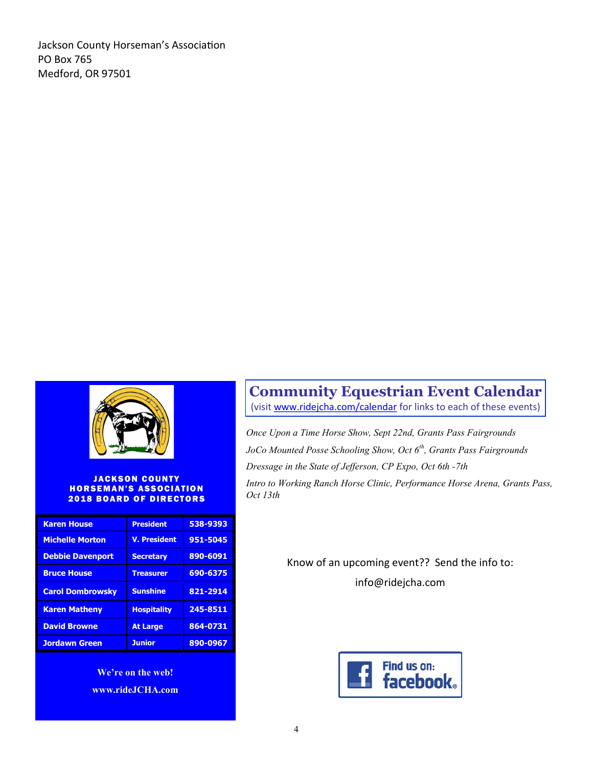Jackson County Horseman's Association
PO Box 765
Medford, OR 97501

**JACKSON COUNTY HORSEMAN'S ASSOCIATION 2018 BOARD OF DIRECTORS**

| | | |
|---|---|---|
| Karen House | President | 538-9393 |
| Michelle Morton | V. President | 951-5045 |
| Debbie Davenport | Secretary | 890-6091 |
| Bruce House | Treasurer | 690-6375 |
| Carol Dombrowsky | Sunshine | 821-2914 |
| Karen Matheny | Hospitality | 245-8511 |
| David Browne | At Large | 864-0731 |
| Jordawn Green | Junior | 890-0967 |

**We're on the web!**

**www.rideJCHA.com**

## Community Equestrian Event Calendar

(visit www.ridejcha.com/calendar for links to each of these events)

*Once Upon a Time Horse Show, Sept 22nd, Grants Pass Fairgrounds*

*JoCo Mounted Posse Schooling Show, Oct 6th, Grants Pass Fairgrounds*

*Dressage in the State of Jefferson, CP Expo, Oct 6th -7th*

*Intro to Working Ranch Horse Clinic, Performance Horse Arena, Grants Pass, Oct 13th*

Know of an upcoming event?? Send the info to:

info@ridejcha.com

Find us on: facebook